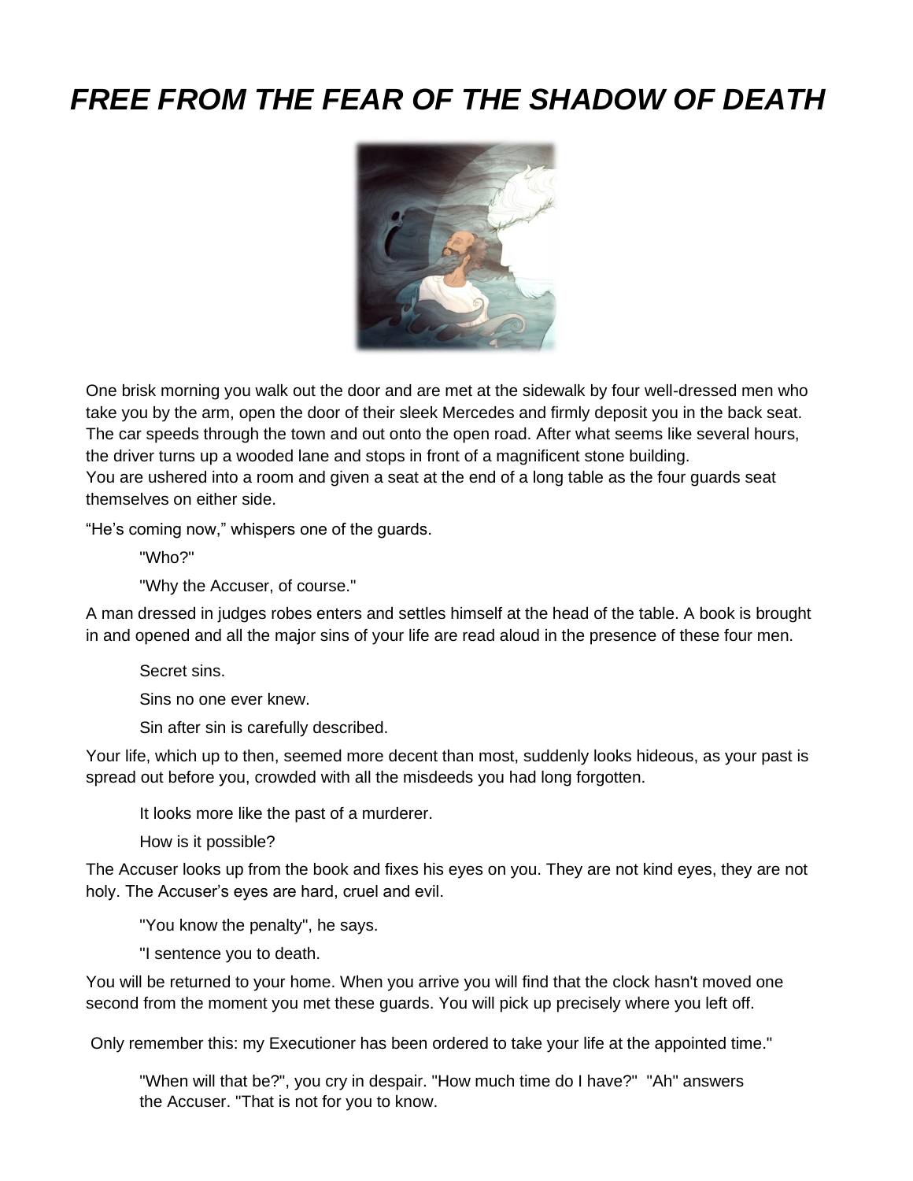# *FREE FROM THE FEAR OF THE SHADOW OF DEATH*

One brisk morning you walk out the door and are met at the sidewalk by four well-dressed men who take you by the arm, open the door of their sleek Mercedes and firmly deposit you in the back seat. The car speeds through the town and out onto the open road. After what seems like several hours, the driver turns up a wooded lane and stops in front of a magnificent stone building.
You are ushered into a room and given a seat at the end of a long table as the four guards seat themselves on either side.

"He's coming now," whispers one of the guards.

"Who?"

"Why the Accuser, of course."

A man dressed in judges robes enters and settles himself at the head of the table. A book is brought in and opened and all the major sins of your life are read aloud in the presence of these four men.

Secret sins.

Sins no one ever knew.

Sin after sin is carefully described.

Your life, which up to then, seemed more decent than most, suddenly looks hideous, as your past is spread out before you, crowded with all the misdeeds you had long forgotten.

It looks more like the past of a murderer.

How is it possible?

The Accuser looks up from the book and fixes his eyes on you. They are not kind eyes, they are not holy. The Accuser's eyes are hard, cruel and evil.

"You know the penalty", he says.

"I sentence you to death.

You will be returned to your home. When you arrive you will find that the clock hasn't moved one second from the moment you met these guards. You will pick up precisely where you left off.

Only remember this: my Executioner has been ordered to take your life at the appointed time."

"When will that be?", you cry in despair. "How much time do I have?" "Ah" answers the Accuser. "That is not for you to know.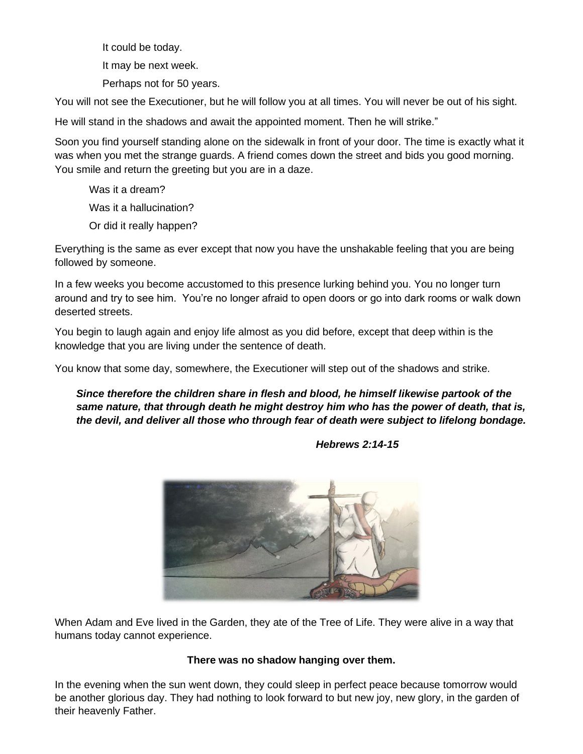It could be today.

It may be next week.

Perhaps not for 50 years.

You will not see the Executioner, but he will follow you at all times. You will never be out of his sight.

He will stand in the shadows and await the appointed moment. Then he will strike."

Soon you find yourself standing alone on the sidewalk in front of your door. The time is exactly what it was when you met the strange guards. A friend comes down the street and bids you good morning. You smile and return the greeting but you are in a daze.

Was it a dream?

Was it a hallucination?

Or did it really happen?

Everything is the same as ever except that now you have the unshakable feeling that you are being followed by someone.

In a few weeks you become accustomed to this presence lurking behind you. You no longer turn around and try to see him. You're no longer afraid to open doors or go into dark rooms or walk down deserted streets.

You begin to laugh again and enjoy life almost as you did before, except that deep within is the knowledge that you are living under the sentence of death.

You know that some day, somewhere, the Executioner will step out of the shadows and strike.

> ***Since therefore the children share in flesh and blood, he himself likewise partook of the same nature, that through death he might destroy him who has the power of death, that is, the devil, and deliver all those who through fear of death were subject to lifelong bondage.***
>
> ***Hebrews 2:14-15***

When Adam and Eve lived in the Garden, they ate of the Tree of Life. They were alive in a way that humans today cannot experience.

**There was no shadow hanging over them.**

In the evening when the sun went down, they could sleep in perfect peace because tomorrow would be another glorious day. They had nothing to look forward to but new joy, new glory, in the garden of their heavenly Father.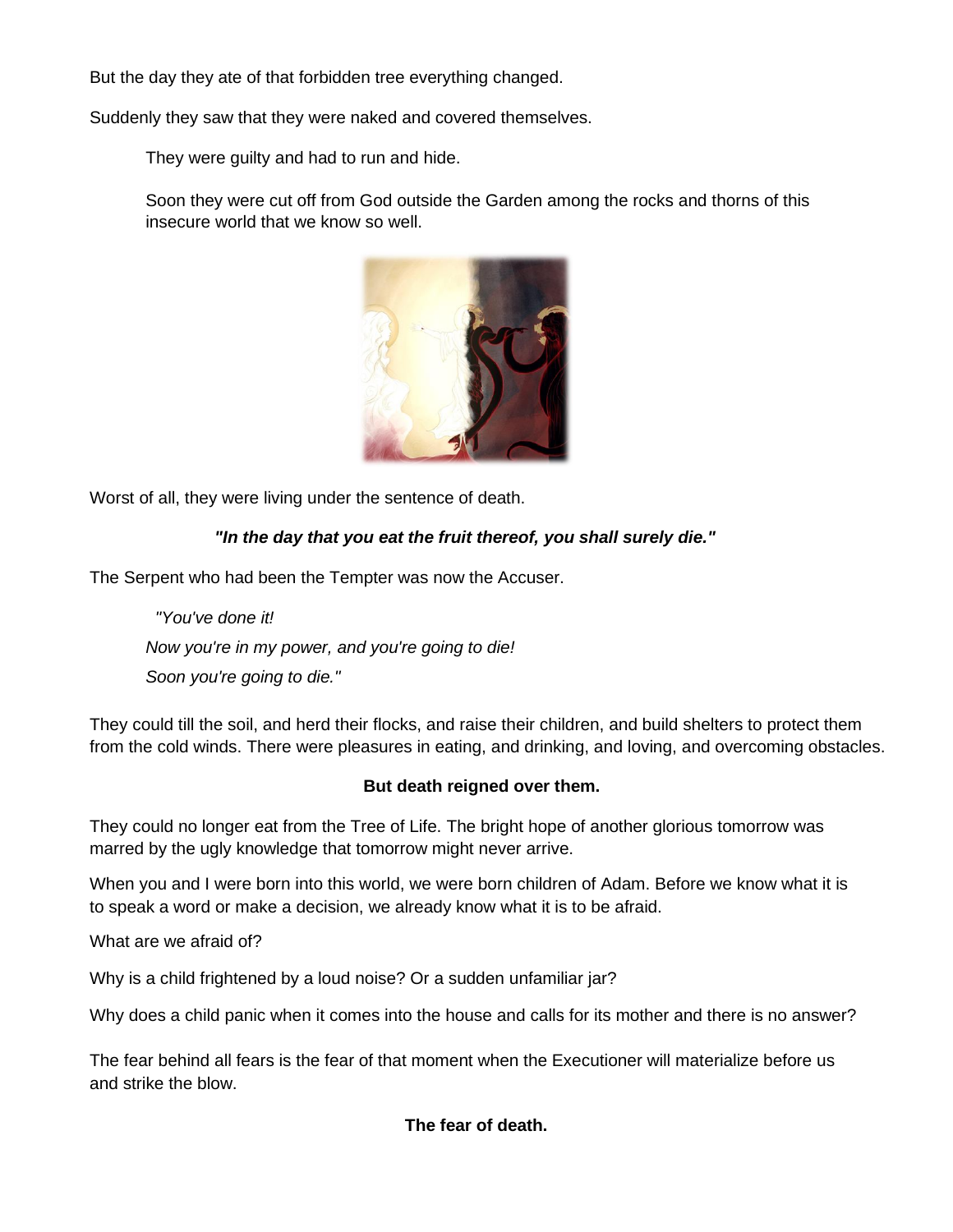But the day they ate of that forbidden tree everything changed.

Suddenly they saw that they were naked and covered themselves.

> They were guilty and had to run and hide.
>
> Soon they were cut off from God outside the Garden among the rocks and thorns of this insecure world that we know so well.

Worst of all, they were living under the sentence of death.

***"In the day that you eat the fruit thereof, you shall surely die."***

The Serpent who had been the Tempter was now the Accuser.

> *"You've done it!*
>
> *Now you're in my power, and you're going to die!*
>
> *Soon you're going to die."*

They could till the soil, and herd their flocks, and raise their children, and build shelters to protect them from the cold winds. There were pleasures in eating, and drinking, and loving, and overcoming obstacles.

**But death reigned over them.**

They could no longer eat from the Tree of Life. The bright hope of another glorious tomorrow was marred by the ugly knowledge that tomorrow might never arrive.

When you and I were born into this world, we were born children of Adam. Before we know what it is to speak a word or make a decision, we already know what it is to be afraid.

What are we afraid of?

Why is a child frightened by a loud noise? Or a sudden unfamiliar jar?

Why does a child panic when it comes into the house and calls for its mother and there is no answer?

The fear behind all fears is the fear of that moment when the Executioner will materialize before us and strike the blow.

**The fear of death.**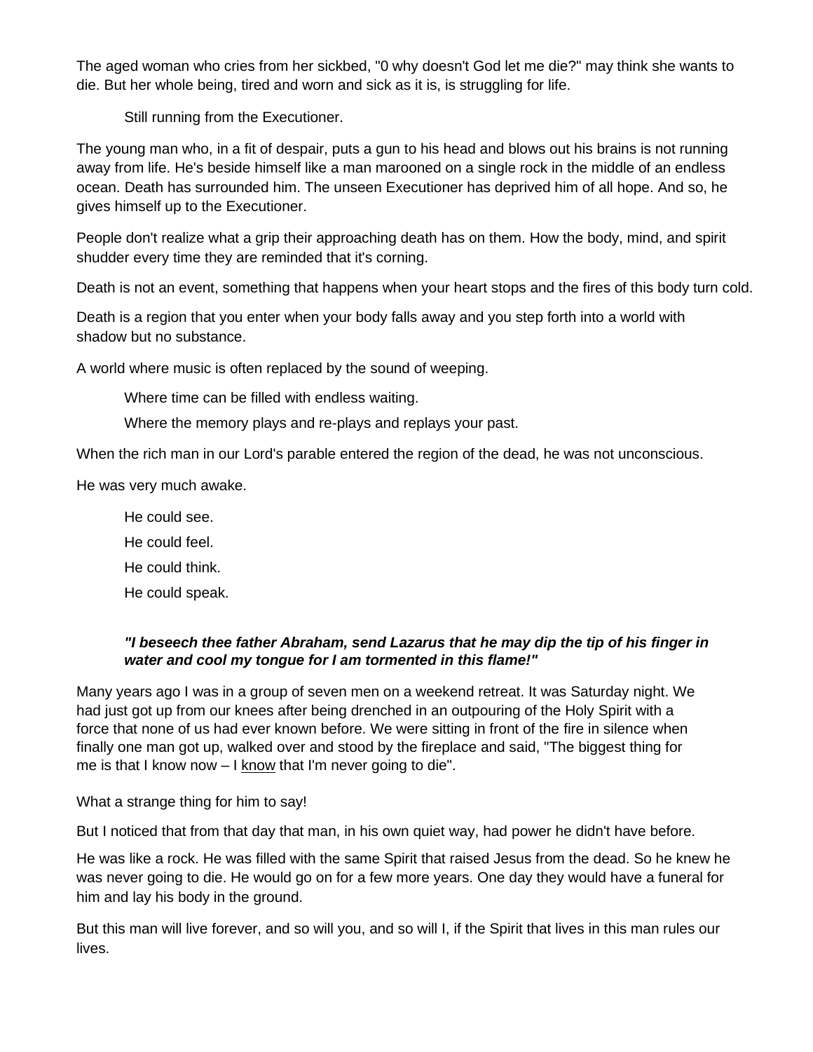The aged woman who cries from her sickbed, "0 why doesn't God let me die?" may think she wants to die. But her whole being, tired and worn and sick as it is, is struggling for life.

Still running from the Executioner.

The young man who, in a fit of despair, puts a gun to his head and blows out his brains is not running away from life. He's beside himself like a man marooned on a single rock in the middle of an endless ocean. Death has surrounded him. The unseen Executioner has deprived him of all hope. And so, he gives himself up to the Executioner.

People don't realize what a grip their approaching death has on them. How the body, mind, and spirit shudder every time they are reminded that it's corning.

Death is not an event, something that happens when your heart stops and the fires of this body turn cold.

Death is a region that you enter when your body falls away and you step forth into a world with shadow but no substance.

A world where music is often replaced by the sound of weeping.

Where time can be filled with endless waiting.

Where the memory plays and re-plays and replays your past.

When the rich man in our Lord's parable entered the region of the dead, he was not unconscious.

He was very much awake.

He could see.

He could feel.

He could think.

He could speak.

***"I beseech thee father Abraham, send Lazarus that he may dip the tip of his finger in water and cool my tongue for I am tormented in this flame!"***

Many years ago I was in a group of seven men on a weekend retreat. It was Saturday night. We had just got up from our knees after being drenched in an outpouring of the Holy Spirit with a force that none of us had ever known before. We were sitting in front of the fire in silence when finally one man got up, walked over and stood by the fireplace and said, "The biggest thing for me is that I know now – I <u>know</u> that I'm never going to die".

What a strange thing for him to say!

But I noticed that from that day that man, in his own quiet way, had power he didn't have before.

He was like a rock. He was filled with the same Spirit that raised Jesus from the dead. So he knew he was never going to die. He would go on for a few more years. One day they would have a funeral for him and lay his body in the ground.

But this man will live forever, and so will you, and so will I, if the Spirit that lives in this man rules our lives.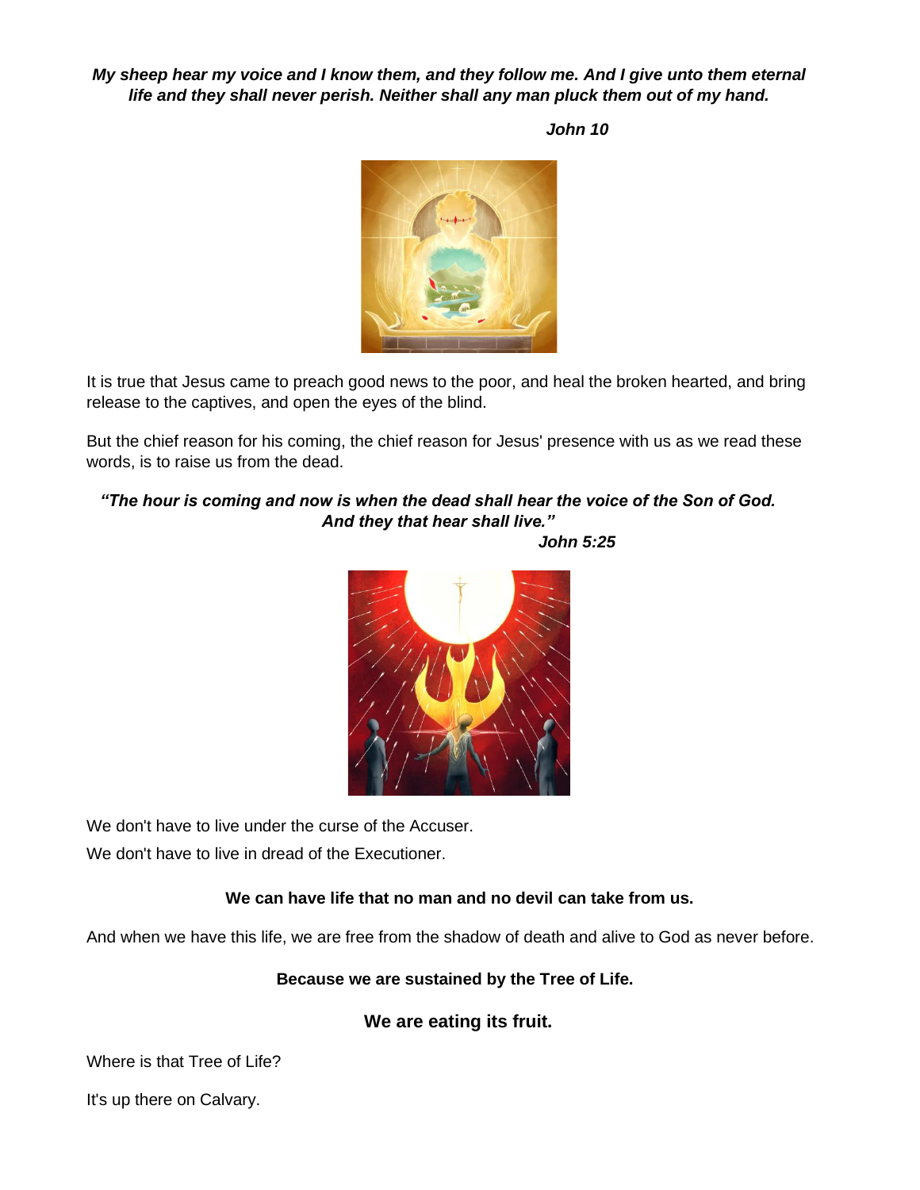***My sheep hear my voice and I know them, and they follow me. And I give unto them eternal life and they shall never perish. Neither shall any man pluck them out of my hand.***

***John 10***

It is true that Jesus came to preach good news to the poor, and heal the broken hearted, and bring release to the captives, and open the eyes of the blind.

But the chief reason for his coming, the chief reason for Jesus' presence with us as we read these words, is to raise us from the dead.

***"The hour is coming and now is when the dead shall hear the voice of the Son of God. And they that hear shall live."***

***John 5:25***

We don't have to live under the curse of the Accuser.

We don't have to live in dread of the Executioner.

**We can have life that no man and no devil can take from us.**

And when we have this life, we are free from the shadow of death and alive to God as never before.

**Because we are sustained by the Tree of Life.**

**We are eating its fruit.**

Where is that Tree of Life?

It's up there on Calvary.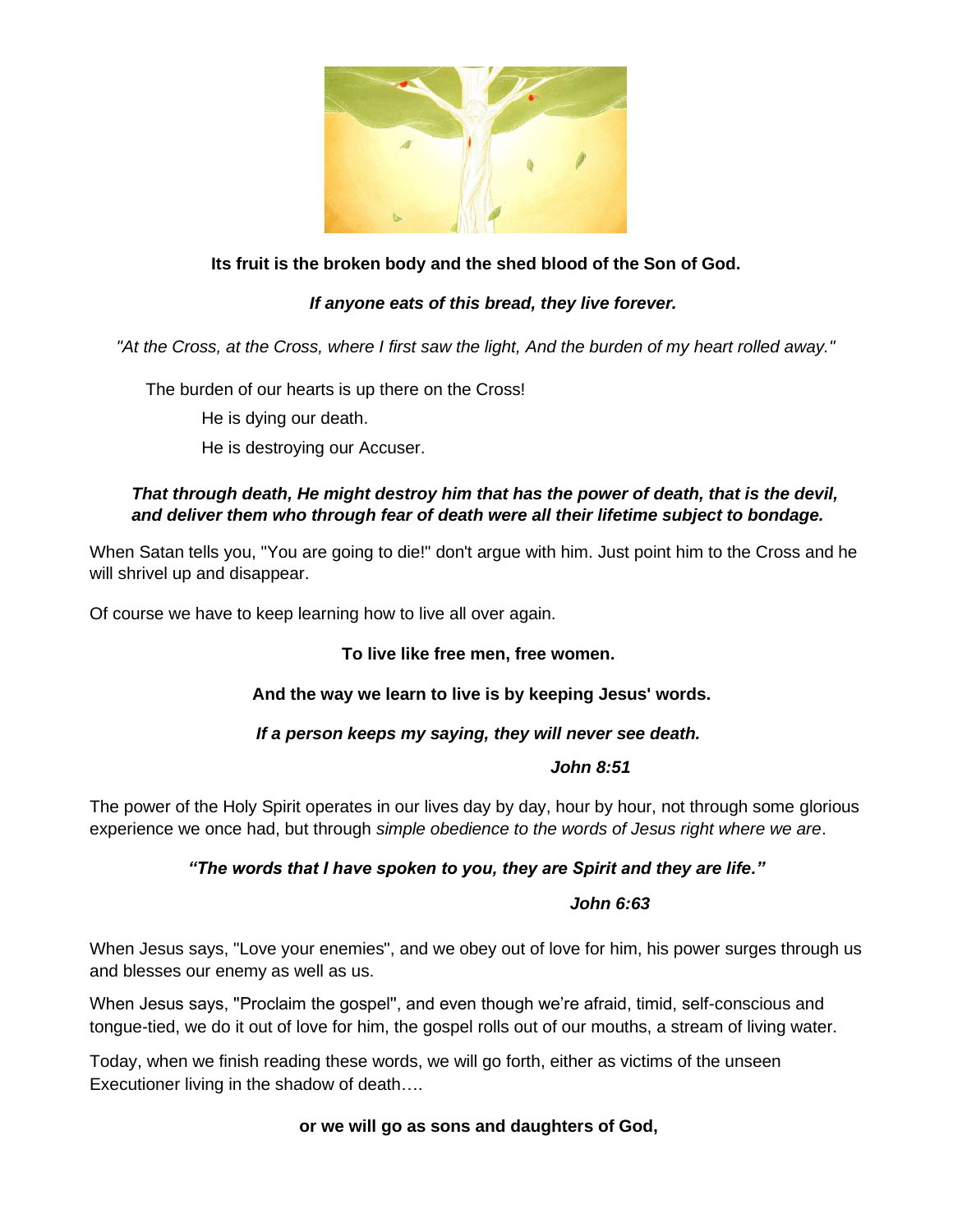**Its fruit is the broken body and the shed blood of the Son of God.**

***If anyone eats of this bread, they live forever.***

*"At the Cross, at the Cross, where I first saw the light, And the burden of my heart rolled away."*

The burden of our hearts is up there on the Cross!

He is dying our death.

He is destroying our Accuser.

***That through death, He might destroy him that has the power of death, that is the devil, and deliver them who through fear of death were all their lifetime subject to bondage.***

When Satan tells you, "You are going to die!" don't argue with him. Just point him to the Cross and he will shrivel up and disappear.

Of course we have to keep learning how to live all over again.

**To live like free men, free women.**

**And the way we learn to live is by keeping Jesus' words.**

***If a person keeps my saying, they will never see death.***

***John 8:51***

The power of the Holy Spirit operates in our lives day by day, hour by hour, not through some glorious experience we once had, but through *simple obedience to the words of Jesus right where we are*.

***"The words that I have spoken to you, they are Spirit and they are life."***

***John 6:63***

When Jesus says, "Love your enemies", and we obey out of love for him, his power surges through us and blesses our enemy as well as us.

When Jesus says, "Proclaim the gospel", and even though we're afraid, timid, self-conscious and tongue-tied, we do it out of love for him, the gospel rolls out of our mouths, a stream of living water.

Today, when we finish reading these words, we will go forth, either as victims of the unseen Executioner living in the shadow of death….

**or we will go as sons and daughters of God,**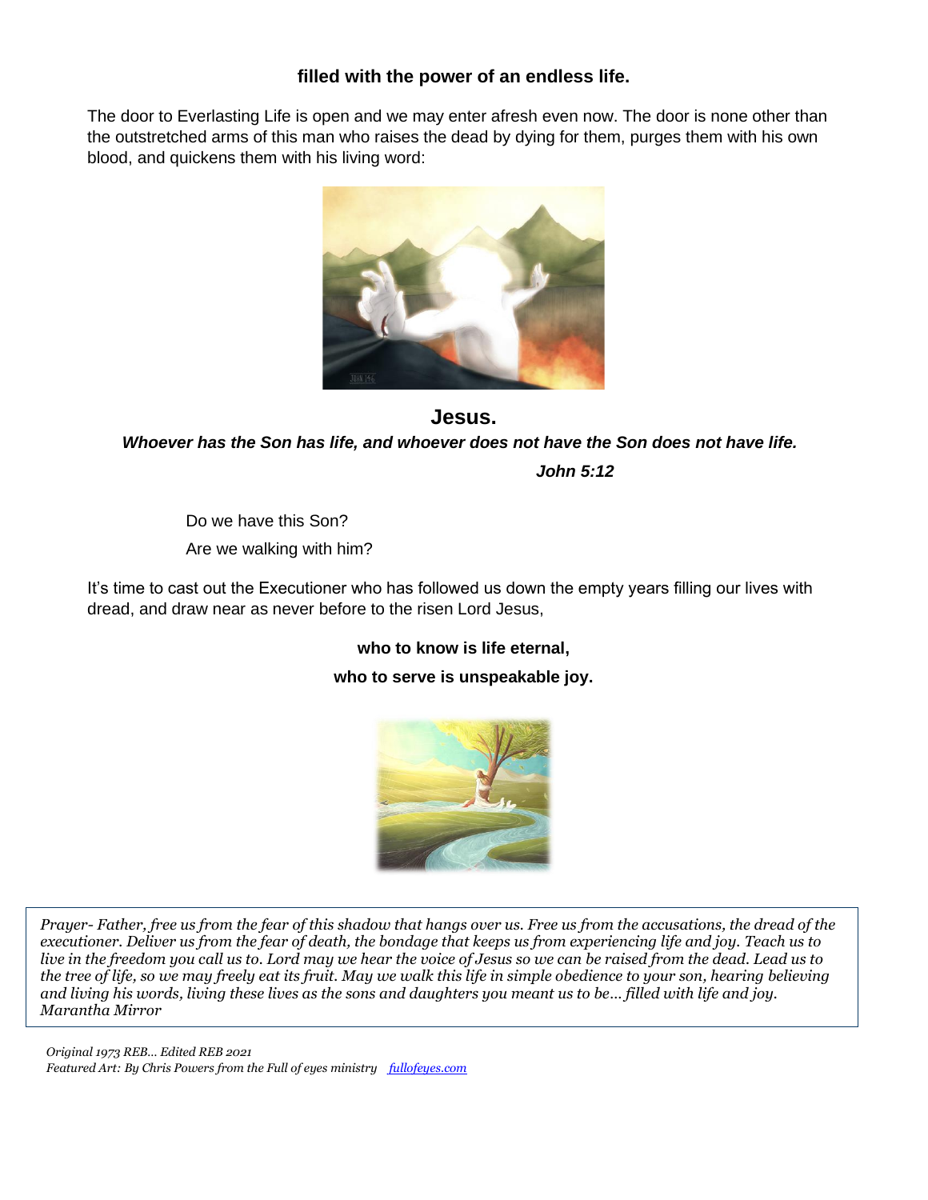**filled with the power of an endless life.**

The door to Everlasting Life is open and we may enter afresh even now. The door is none other than the outstretched arms of this man who raises the dead by dying for them, purges them with his own blood, and quickens them with his living word:

**Jesus.**

***Whoever has the Son has life, and whoever does not have the Son does not have life.***

***John 5:12***

Do we have this Son?

Are we walking with him?

It's time to cast out the Executioner who has followed us down the empty years filling our lives with dread, and draw near as never before to the risen Lord Jesus,

**who to know is life eternal,**

**who to serve is unspeakable joy.**

*Prayer- Father, free us from the fear of this shadow that hangs over us. Free us from the accusations, the dread of the executioner. Deliver us from the fear of death, the bondage that keeps us from experiencing life and joy. Teach us to live in the freedom you call us to. Lord may we hear the voice of Jesus so we can be raised from the dead. Lead us to the tree of life, so we may freely eat its fruit. May we walk this life in simple obedience to your son, hearing believing and living his words, living these lives as the sons and daughters you meant us to be… filled with life and joy. Marantha Mirror*

*Original 1973 REB… Edited REB 2021*
*Featured Art: By Chris Powers from the Full of eyes ministry [fullofeyes.com](fullofeyes.com)*